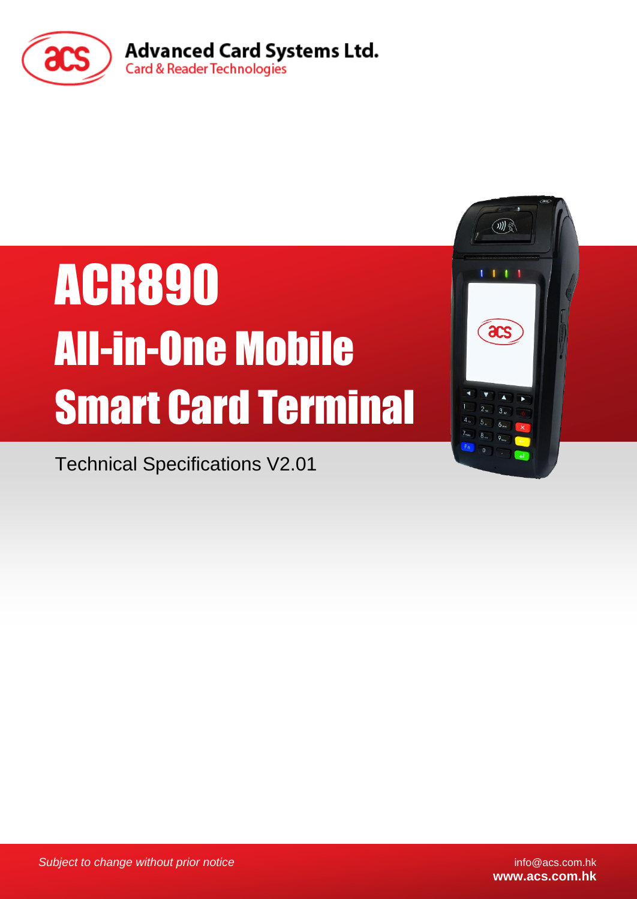Advanced Card Systems Ltd.
Card & Reader Technologies

# ACR890
# All-in-One Mobile Smart Card Terminal

Technical Specifications V2.01

*Subject to change without prior notice*

info@acs.com.hk
**www.acs.com.hk**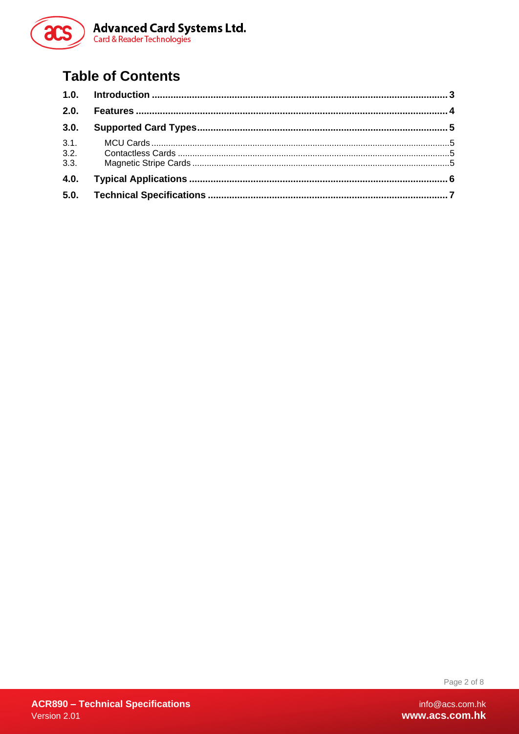# Table of Contents

| | | |
|---|---|---|
| **1.0.** | **Introduction** | **3** |
| **2.0.** | **Features** | **4** |
| **3.0.** | **Supported Card Types** | **5** |
| 3.1. | MCU Cards | 5 |
| 3.2. | Contactless Cards | 5 |
| 3.3. | Magnetic Stripe Cards | 5 |
| **4.0.** | **Typical Applications** | **6** |
| **5.0.** | **Technical Specifications** | **7** |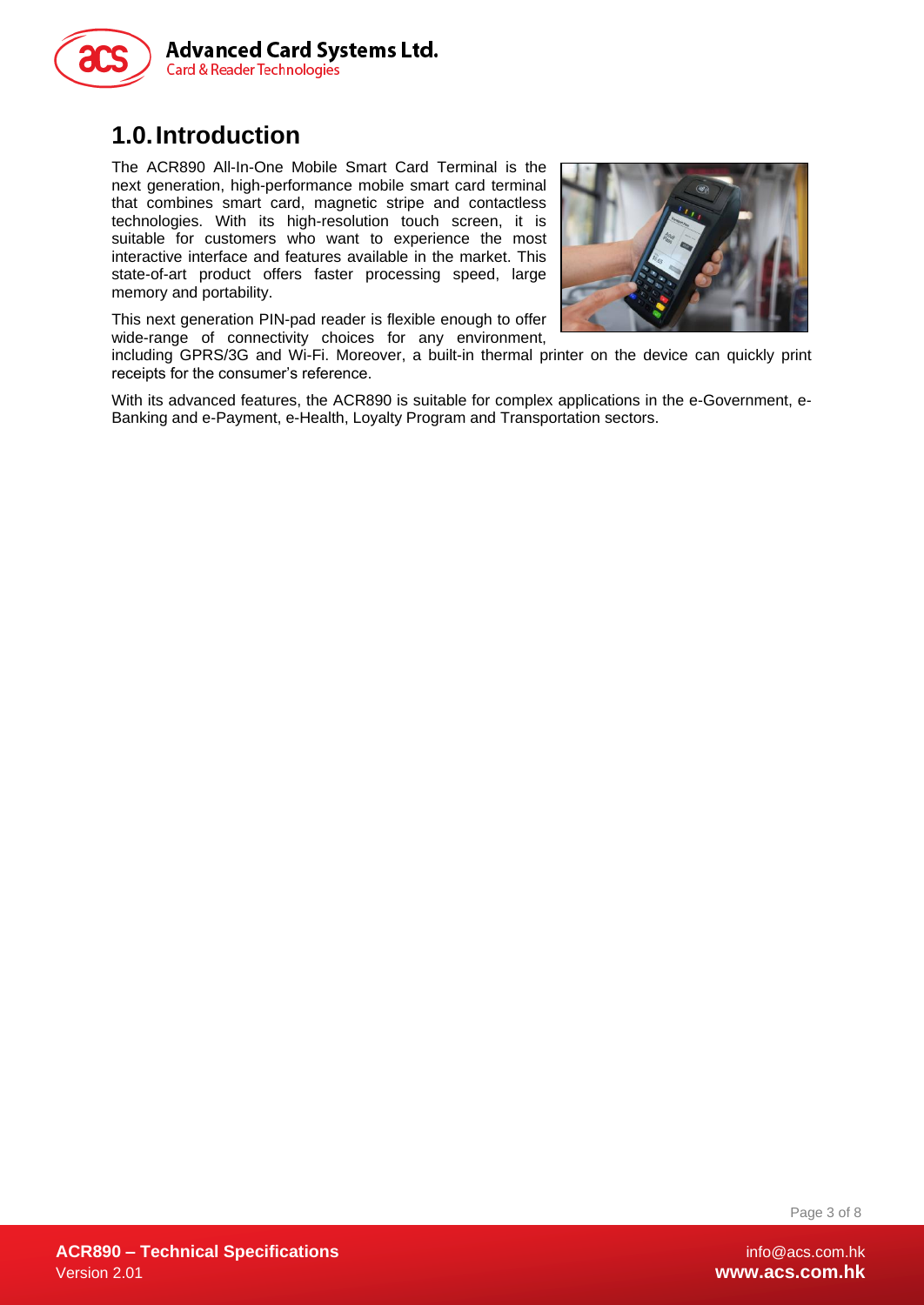# 1.0. Introduction

The ACR890 All-In-One Mobile Smart Card Terminal is the next generation, high-performance mobile smart card terminal that combines smart card, magnetic stripe and contactless technologies. With its high-resolution touch screen, it is suitable for customers who want to experience the most interactive interface and features available in the market. This state-of-art product offers faster processing speed, large memory and portability.

This next generation PIN-pad reader is flexible enough to offer wide-range of connectivity choices for any environment, including GPRS/3G and Wi-Fi. Moreover, a built-in thermal printer on the device can quickly print receipts for the consumer's reference.

With its advanced features, the ACR890 is suitable for complex applications in the e-Government, e-Banking and e-Payment, e-Health, Loyalty Program and Transportation sectors.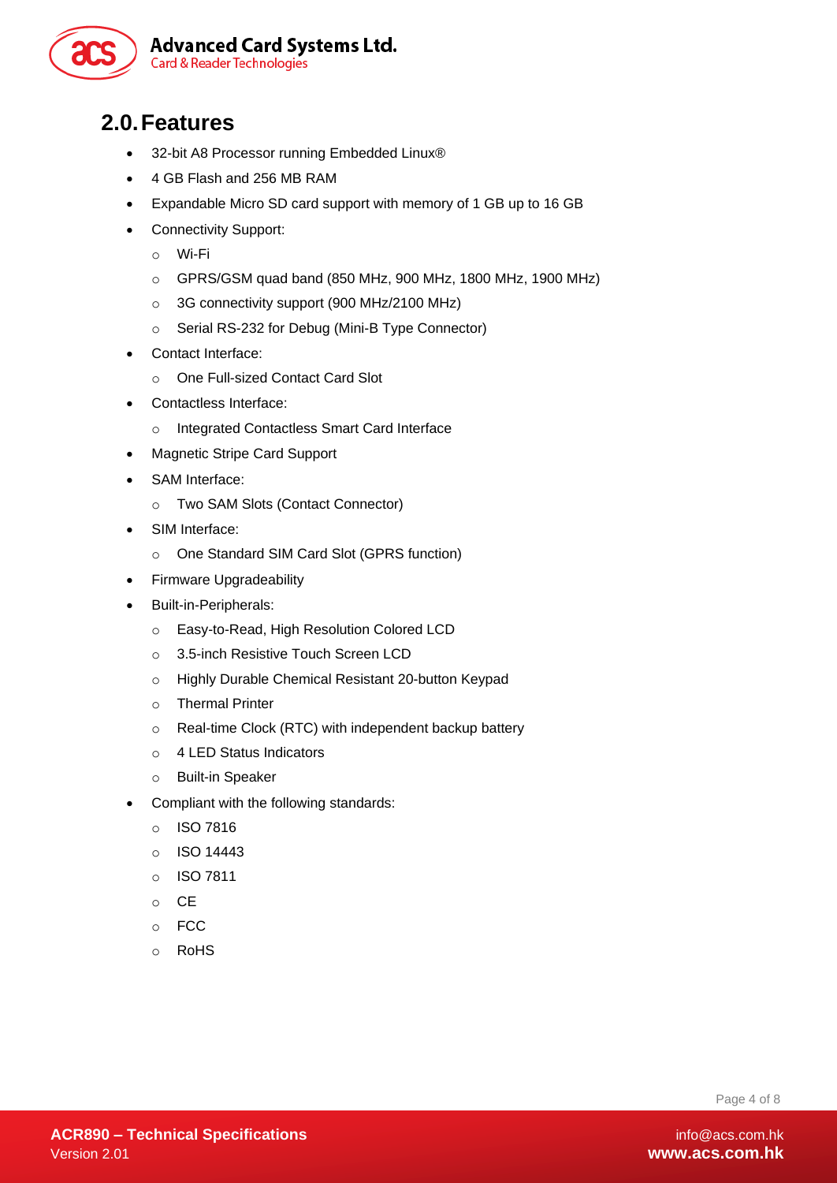## 2.0. Features

- 32-bit A8 Processor running Embedded Linux®
- 4 GB Flash and 256 MB RAM
- Expandable Micro SD card support with memory of 1 GB up to 16 GB
- Connectivity Support:
  - Wi-Fi
  - GPRS/GSM quad band (850 MHz, 900 MHz, 1800 MHz, 1900 MHz)
  - 3G connectivity support (900 MHz/2100 MHz)
  - Serial RS-232 for Debug (Mini-B Type Connector)
- Contact Interface:
  - One Full-sized Contact Card Slot
- Contactless Interface:
  - Integrated Contactless Smart Card Interface
- Magnetic Stripe Card Support
- SAM Interface:
  - Two SAM Slots (Contact Connector)
- SIM Interface:
  - One Standard SIM Card Slot (GPRS function)
- Firmware Upgradeability
- Built-in-Peripherals:
  - Easy-to-Read, High Resolution Colored LCD
  - 3.5-inch Resistive Touch Screen LCD
  - Highly Durable Chemical Resistant 20-button Keypad
  - Thermal Printer
  - Real-time Clock (RTC) with independent backup battery
  - 4 LED Status Indicators
  - Built-in Speaker
- Compliant with the following standards:
  - ISO 7816
  - ISO 14443
  - ISO 7811
  - CE
  - FCC
  - RoHS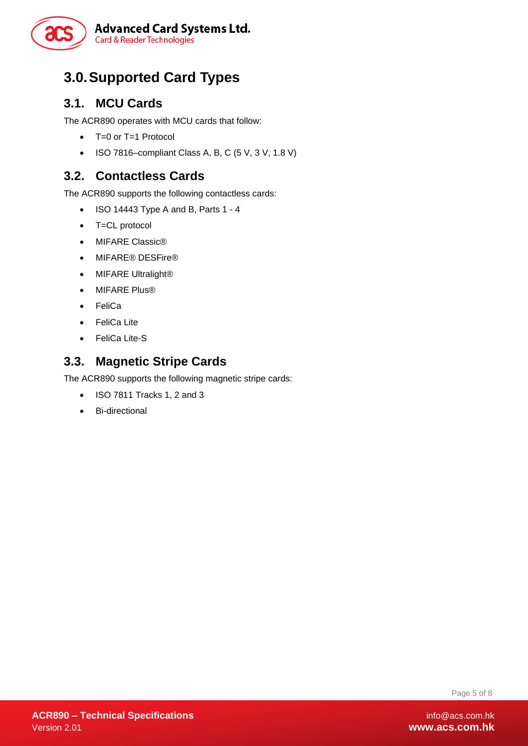# 3.0. Supported Card Types

## 3.1. MCU Cards

The ACR890 operates with MCU cards that follow:

- T=0 or T=1 Protocol
- ISO 7816–compliant Class A, B, C (5 V, 3 V, 1.8 V)

## 3.2. Contactless Cards

The ACR890 supports the following contactless cards:

- ISO 14443 Type A and B, Parts 1 - 4
- T=CL protocol
- MIFARE Classic®
- MIFARE® DESFire®
- MIFARE Ultralight®
- MIFARE Plus®
- FeliCa
- FeliCa Lite
- FeliCa Lite-S

## 3.3. Magnetic Stripe Cards

The ACR890 supports the following magnetic stripe cards:

- ISO 7811 Tracks 1, 2 and 3
- Bi-directional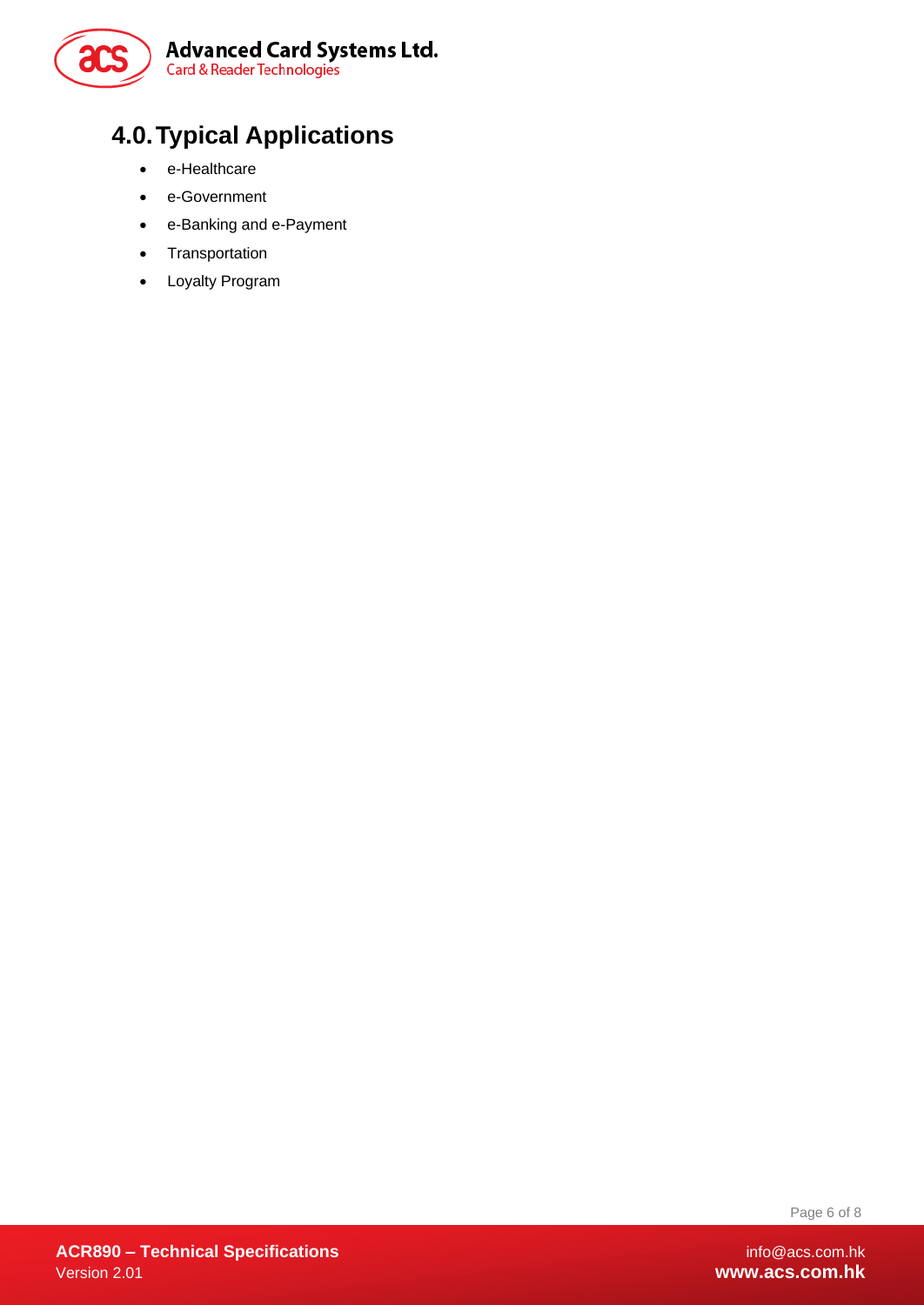# 4.0. Typical Applications

- e-Healthcare
- e-Government
- e-Banking and e-Payment
- Transportation
- Loyalty Program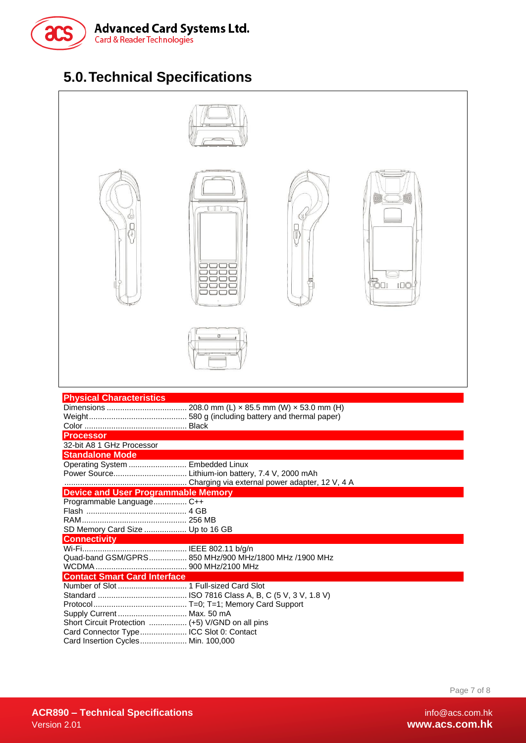# 5.0. Technical Specifications

| Physical Characteristics | |
|---|---|
| Dimensions | 208.0 mm (L) × 85.5 mm (W) × 53.0 mm (H) |
| Weight | 580 g (including battery and thermal paper) |
| Color | Black |
| **Processor** | |
| 32-bit A8 1 GHz Processor | |
| **Standalone Mode** | |
| Operating System | Embedded Linux |
| Power Source | Lithium-ion battery, 7.4 V, 2000 mAh |
| | Charging via external power adapter, 12 V, 4 A |
| **Device and User Programmable Memory** | |
| Programmable Language | C++ |
| Flash | 4 GB |
| RAM | 256 MB |
| SD Memory Card Size | Up to 16 GB |
| **Connectivity** | |
| Wi-Fi | IEEE 802.11 b/g/n |
| Quad-band GSM/GPRS | 850 MHz/900 MHz/1800 MHz /1900 MHz |
| WCDMA | 900 MHz/2100 MHz |
| **Contact Smart Card Interface** | |
| Number of Slot | 1 Full-sized Card Slot |
| Standard | ISO 7816 Class A, B, C (5 V, 3 V, 1.8 V) |
| Protocol | T=0; T=1; Memory Card Support |
| Supply Current | Max. 50 mA |
| Short Circuit Protection | (+5) V/GND on all pins |
| Card Connector Type | ICC Slot 0: Contact |
| Card Insertion Cycles | Min. 100,000 |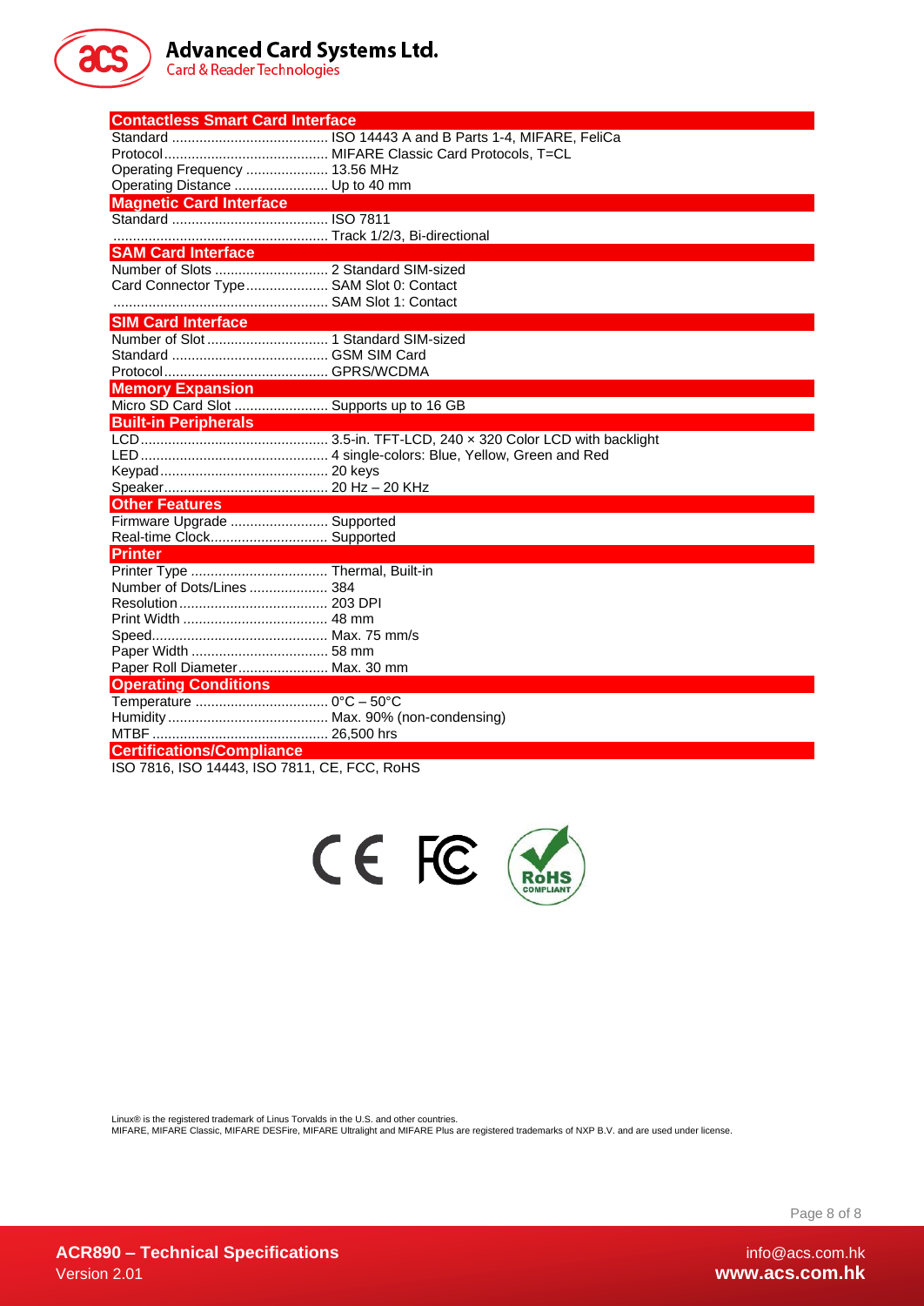## Contactless Smart Card Interface

Standard ........................................ ISO 14443 A and B Parts 1-4, MIFARE, FeliCa
Protocol.......................................... MIFARE Classic Card Protocols, T=CL
Operating Frequency ..................... 13.56 MHz
Operating Distance ........................ Up to 40 mm

## Magnetic Card Interface

Standard ........................................ ISO 7811
....................................................... Track 1/2/3, Bi-directional

## SAM Card Interface

Number of Slots ............................. 2 Standard SIM-sized
Card Connector Type..................... SAM Slot 0: Contact
....................................................... SAM Slot 1: Contact

## SIM Card Interface

Number of Slot ............................... 1 Standard SIM-sized
Standard ........................................ GSM SIM Card
Protocol.......................................... GPRS/WCDMA

## Memory Expansion

Micro SD Card Slot ........................ Supports up to 16 GB

## Built-in Peripherals

LCD................................................ 3.5-in. TFT-LCD, 240 × 320 Color LCD with backlight
LED ................................................ 4 single-colors: Blue, Yellow, Green and Red
Keypad........................................... 20 keys
Speaker.......................................... 20 Hz – 20 KHz

## Other Features

Firmware Upgrade ......................... Supported
Real-time Clock.............................. Supported

## Printer

Printer Type ................................... Thermal, Built-in
Number of Dots/Lines .................... 384
Resolution...................................... 203 DPI
Print Width ..................................... 48 mm
Speed............................................. Max. 75 mm/s
Paper Width ................................... 58 mm
Paper Roll Diameter....................... Max. 30 mm

## Operating Conditions

Temperature .................................. 0°C – 50°C
Humidity......................................... Max. 90% (non-condensing)
MTBF ............................................. 26,500 hrs

## Certifications/Compliance

ISO 7816, ISO 14443, ISO 7811, CE, FCC, RoHS

Linux® is the registered trademark of Linus Torvalds in the U.S. and other countries.
MIFARE, MIFARE Classic, MIFARE DESFire, MIFARE Ultralight and MIFARE Plus are registered trademarks of NXP B.V. and are used under license.